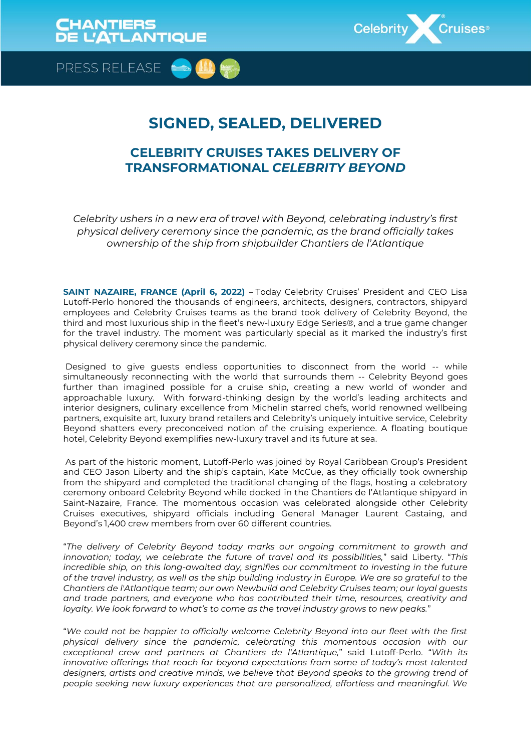# SIGNED, SEALED, DELIVERED

## CELEBRITY CRUISES TAKES DELIVERY OF TRANSFORMATIONAL *CELEBRITY BEYOND*

*Celebrity ushers in a new era of travel with Beyond, celebrating industry's first physical delivery ceremony since the pandemic, as the brand officially takes ownership of the ship from shipbuilder Chantiers de l'Atlantique*

**SAINT NAZAIRE, FRANCE (April 6, 2022)** – Today Celebrity Cruises' President and CEO Lisa Lutoff-Perlo honored the thousands of engineers, architects, designers, contractors, shipyard employees and Celebrity Cruises teams as the brand took delivery of Celebrity Beyond, the third and most luxurious ship in the fleet's new-luxury Edge Series®, and a true game changer for the travel industry. The moment was particularly special as it marked the industry's first physical delivery ceremony since the pandemic.

Designed to give guests endless opportunities to disconnect from the world -- while simultaneously reconnecting with the world that surrounds them -- Celebrity Beyond goes further than imagined possible for a cruise ship, creating a new world of wonder and approachable luxury. With forward-thinking design by the world's leading architects and interior designers, culinary excellence from Michelin starred chefs, world renowned wellbeing partners, exquisite art, luxury brand retailers and Celebrity's uniquely intuitive service, Celebrity Beyond shatters every preconceived notion of the cruising experience. A floating boutique hotel, Celebrity Beyond exemplifies new-luxury travel and its future at sea.

As part of the historic moment, Lutoff-Perlo was joined by Royal Caribbean Group's President and CEO Jason Liberty and the ship's captain, Kate McCue, as they officially took ownership from the shipyard and completed the traditional changing of the flags, hosting a celebratory ceremony onboard Celebrity Beyond while docked in the Chantiers de l'Atlantique shipyard in Saint-Nazaire, France. The momentous occasion was celebrated alongside other Celebrity Cruises executives, shipyard officials including General Manager Laurent Castaing, and Beyond's 1,400 crew members from over 60 different countries.

"*The delivery of Celebrity Beyond today marks our ongoing commitment to growth and innovation; today, we celebrate the future of travel and its possibilities,*" said Liberty. "*This incredible ship, on this long-awaited day, signifies our commitment to investing in the future of the travel industry, as well as the ship building industry in Europe. We are so grateful to the Chantiers de l'Atlantique team; our own Newbuild and Celebrity Cruises team; our loyal guests and trade partners, and everyone who has contributed their time, resources, creativity and loyalty. We look forward to what's to come as the travel industry grows to new peaks.*"

"*We could not be happier to officially welcome Celebrity Beyond into our fleet with the first physical delivery since the pandemic, celebrating this momentous occasion with our exceptional crew and partners at Chantiers de l'Atlantique,*" said Lutoff-Perlo. "*With its innovative offerings that reach far beyond expectations from some of today's most talented designers, artists and creative minds, we believe that Beyond speaks to the growing trend of people seeking new luxury experiences that are personalized, effortless and meaningful. We*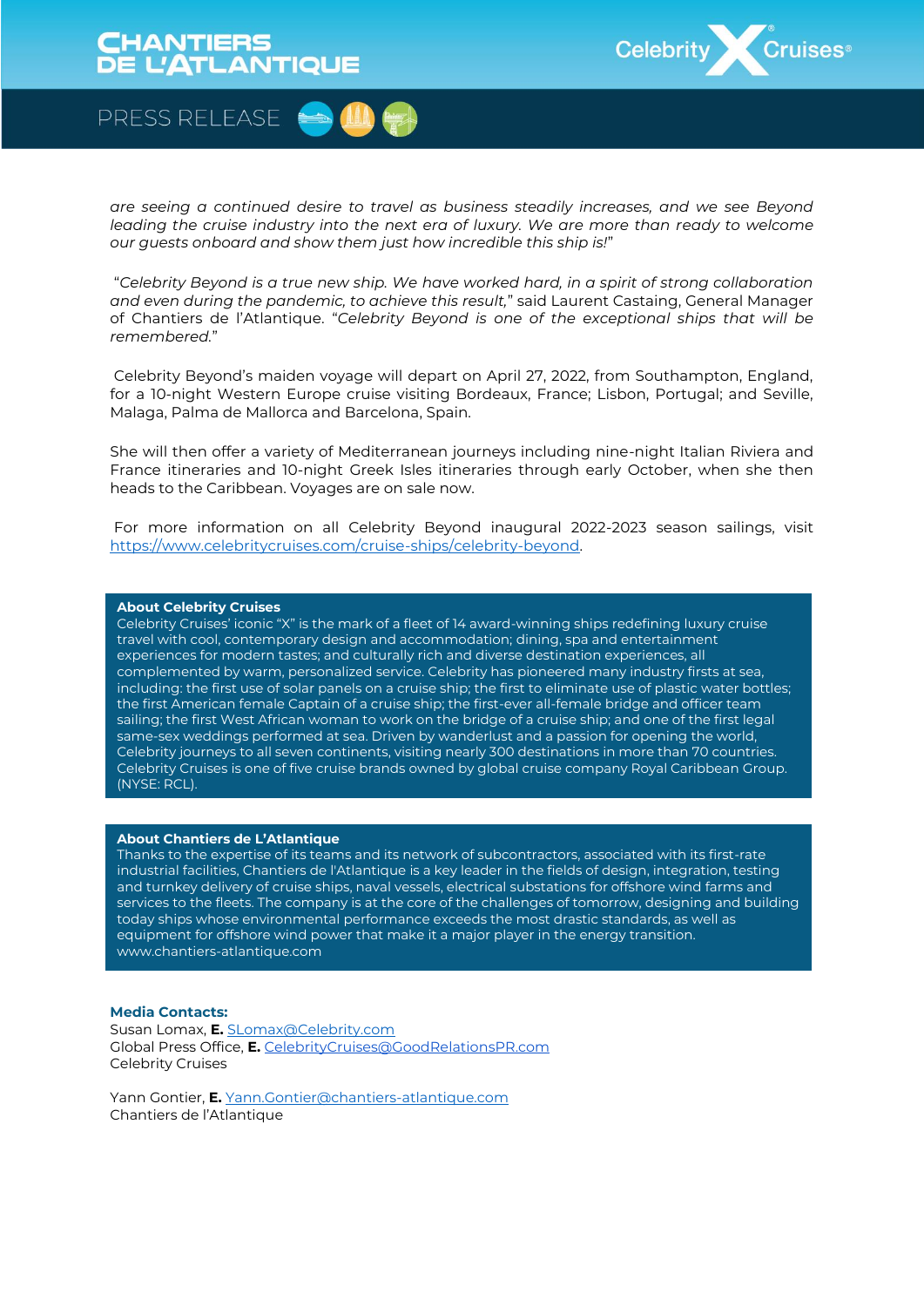*are seeing a continued desire to travel as business steadily increases, and we see Beyond leading the cruise industry into the next era of luxury. We are more than ready to welcome our guests onboard and show them just how incredible this ship is!*"

"*Celebrity Beyond is a true new ship. We have worked hard, in a spirit of strong collaboration and even during the pandemic, to achieve this result,*" said Laurent Castaing, General Manager of Chantiers de l'Atlantique. "*Celebrity Beyond is one of the exceptional ships that will be remembered.*"

Celebrity Beyond's maiden voyage will depart on April 27, 2022, from Southampton, England, for a 10-night Western Europe cruise visiting Bordeaux, France; Lisbon, Portugal; and Seville, Malaga, Palma de Mallorca and Barcelona, Spain.

She will then offer a variety of Mediterranean journeys including nine-night Italian Riviera and France itineraries and 10-night Greek Isles itineraries through early October, when she then heads to the Caribbean. Voyages are on sale now.

For more information on all Celebrity Beyond inaugural 2022-2023 season sailings, visit https://www.celebritycruises.com/cruise-ships/celebrity-beyond.

**About Celebrity Cruises**
Celebrity Cruises' iconic "X" is the mark of a fleet of 14 award-winning ships redefining luxury cruise travel with cool, contemporary design and accommodation; dining, spa and entertainment experiences for modern tastes; and culturally rich and diverse destination experiences, all complemented by warm, personalized service. Celebrity has pioneered many industry firsts at sea, including: the first use of solar panels on a cruise ship; the first to eliminate use of plastic water bottles; the first American female Captain of a cruise ship; the first-ever all-female bridge and officer team sailing; the first West African woman to work on the bridge of a cruise ship; and one of the first legal same-sex weddings performed at sea. Driven by wanderlust and a passion for opening the world, Celebrity journeys to all seven continents, visiting nearly 300 destinations in more than 70 countries. Celebrity Cruises is one of five cruise brands owned by global cruise company Royal Caribbean Group. (NYSE: RCL).

**About Chantiers de L'Atlantique**
Thanks to the expertise of its teams and its network of subcontractors, associated with its first-rate industrial facilities, Chantiers de l'Atlantique is a key leader in the fields of design, integration, testing and turnkey delivery of cruise ships, naval vessels, electrical substations for offshore wind farms and services to the fleets. The company is at the core of the challenges of tomorrow, designing and building today ships whose environmental performance exceeds the most drastic standards, as well as equipment for offshore wind power that make it a major player in the energy transition.
www.chantiers-atlantique.com

**Media Contacts:**
Susan Lomax, **E.** SLomax@Celebrity.com
Global Press Office, **E.** CelebrityCruises@GoodRelationsPR.com
Celebrity Cruises

Yann Gontier, **E.** Yann.Gontier@chantiers-atlantique.com
Chantiers de l'Atlantique